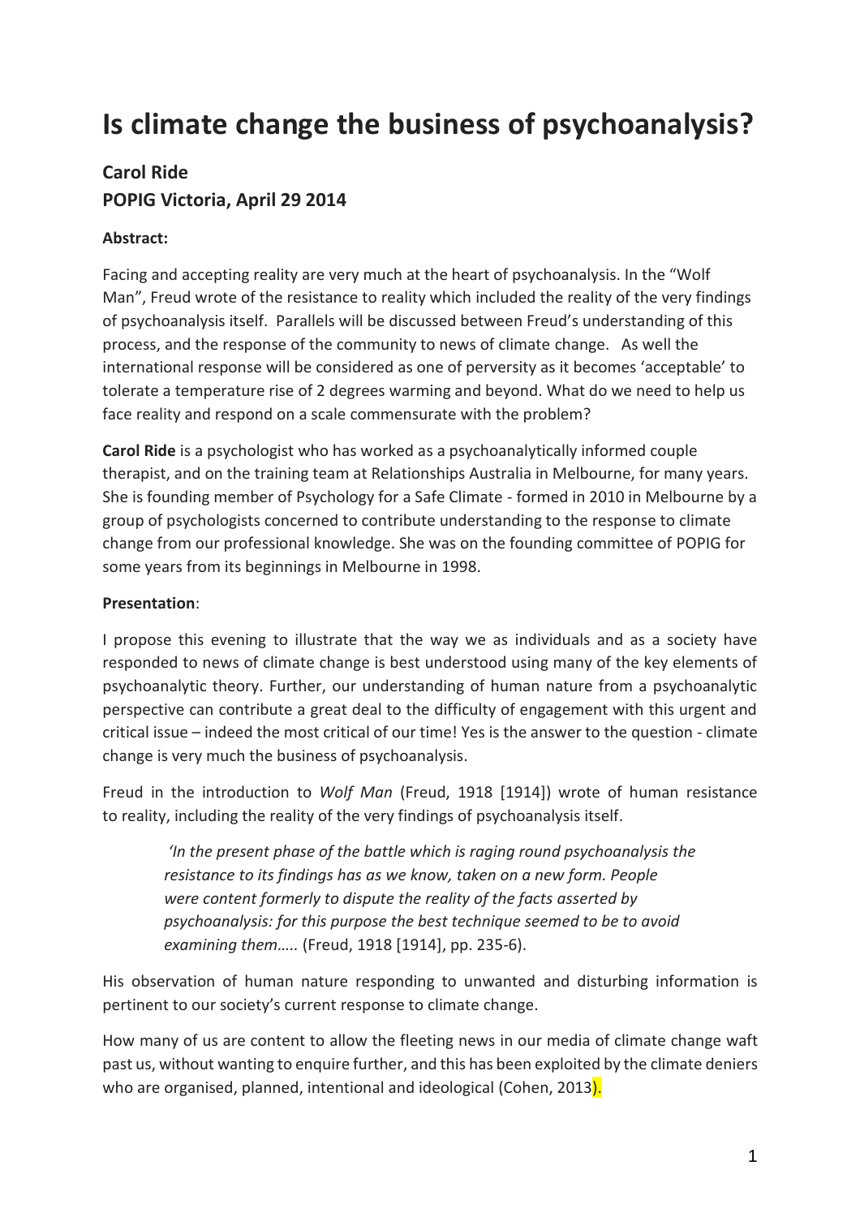# Is climate change the business of psychoanalysis?

## Carol Ride
## POPIG Victoria, April 29 2014

**Abstract:**

Facing and accepting reality are very much at the heart of psychoanalysis. In the "Wolf Man", Freud wrote of the resistance to reality which included the reality of the very findings of psychoanalysis itself. Parallels will be discussed between Freud's understanding of this process, and the response of the community to news of climate change. As well the international response will be considered as one of perversity as it becomes 'acceptable' to tolerate a temperature rise of 2 degrees warming and beyond. What do we need to help us face reality and respond on a scale commensurate with the problem?

**Carol Ride** is a psychologist who has worked as a psychoanalytically informed couple therapist, and on the training team at Relationships Australia in Melbourne, for many years. She is founding member of Psychology for a Safe Climate - formed in 2010 in Melbourne by a group of psychologists concerned to contribute understanding to the response to climate change from our professional knowledge. She was on the founding committee of POPIG for some years from its beginnings in Melbourne in 1998.

**Presentation**:

I propose this evening to illustrate that the way we as individuals and as a society have responded to news of climate change is best understood using many of the key elements of psychoanalytic theory. Further, our understanding of human nature from a psychoanalytic perspective can contribute a great deal to the difficulty of engagement with this urgent and critical issue – indeed the most critical of our time! Yes is the answer to the question - climate change is very much the business of psychoanalysis.

Freud in the introduction to *Wolf Man* (Freud, 1918 [1914]) wrote of human resistance to reality, including the reality of the very findings of psychoanalysis itself.

> *'In the present phase of the battle which is raging round psychoanalysis the resistance to its findings has as we know, taken on a new form. People were content formerly to dispute the reality of the facts asserted by psychoanalysis: for this purpose the best technique seemed to be to avoid examining them…..* (Freud, 1918 [1914], pp. 235-6).

His observation of human nature responding to unwanted and disturbing information is pertinent to our society's current response to climate change.

How many of us are content to allow the fleeting news in our media of climate change waft past us, without wanting to enquire further, and this has been exploited by the climate deniers who are organised, planned, intentional and ideological (Cohen, 2013).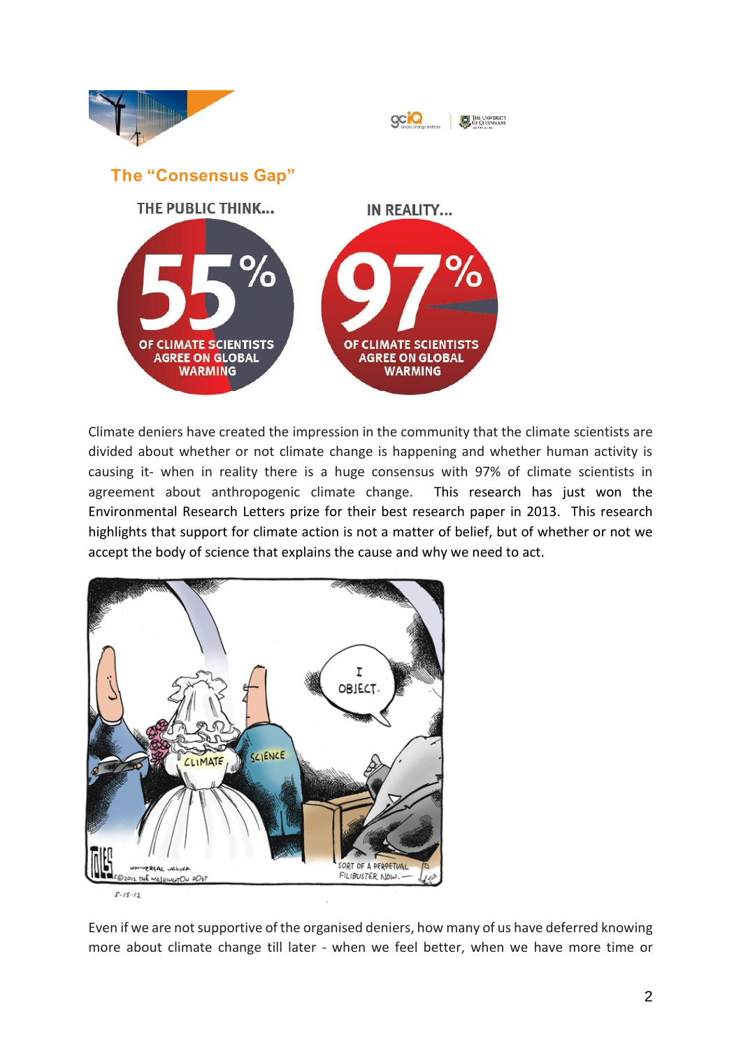## The "Consensus Gap"

THE PUBLIC THINK...

55% OF CLIMATE SCIENTISTS AGREE ON GLOBAL WARMING

IN REALITY...

97% OF CLIMATE SCIENTISTS AGREE ON GLOBAL WARMING

Climate deniers have created the impression in the community that the climate scientists are divided about whether or not climate change is happening and whether human activity is causing it- when in reality there is a huge consensus with 97% of climate scientists in agreement about anthropogenic climate change. This research has just won the Environmental Research Letters prize for their best research paper in 2013. This research highlights that support for climate action is not a matter of belief, but of whether or not we accept the body of science that explains the cause and why we need to act.

Even if we are not supportive of the organised deniers, how many of us have deferred knowing more about climate change till later - when we feel better, when we have more time or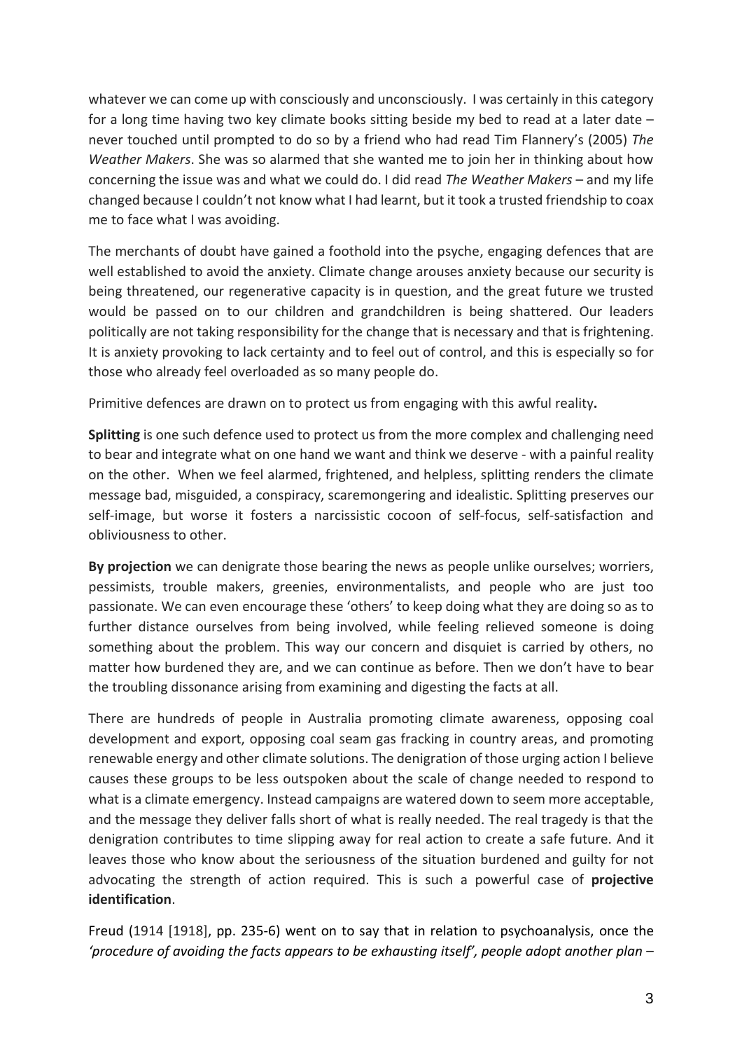whatever we can come up with consciously and unconsciously. I was certainly in this category for a long time having two key climate books sitting beside my bed to read at a later date – never touched until prompted to do so by a friend who had read Tim Flannery's (2005) *The Weather Makers*. She was so alarmed that she wanted me to join her in thinking about how concerning the issue was and what we could do. I did read *The Weather Makers* – and my life changed because I couldn't not know what I had learnt, but it took a trusted friendship to coax me to face what I was avoiding.

The merchants of doubt have gained a foothold into the psyche, engaging defences that are well established to avoid the anxiety. Climate change arouses anxiety because our security is being threatened, our regenerative capacity is in question, and the great future we trusted would be passed on to our children and grandchildren is being shattered. Our leaders politically are not taking responsibility for the change that is necessary and that is frightening. It is anxiety provoking to lack certainty and to feel out of control, and this is especially so for those who already feel overloaded as so many people do.

Primitive defences are drawn on to protect us from engaging with this awful reality**.**

**Splitting** is one such defence used to protect us from the more complex and challenging need to bear and integrate what on one hand we want and think we deserve - with a painful reality on the other. When we feel alarmed, frightened, and helpless, splitting renders the climate message bad, misguided, a conspiracy, scaremongering and idealistic. Splitting preserves our self-image, but worse it fosters a narcissistic cocoon of self-focus, self-satisfaction and obliviousness to other.

**By projection** we can denigrate those bearing the news as people unlike ourselves; worriers, pessimists, trouble makers, greenies, environmentalists, and people who are just too passionate. We can even encourage these 'others' to keep doing what they are doing so as to further distance ourselves from being involved, while feeling relieved someone is doing something about the problem. This way our concern and disquiet is carried by others, no matter how burdened they are, and we can continue as before. Then we don't have to bear the troubling dissonance arising from examining and digesting the facts at all.

There are hundreds of people in Australia promoting climate awareness, opposing coal development and export, opposing coal seam gas fracking in country areas, and promoting renewable energy and other climate solutions. The denigration of those urging action I believe causes these groups to be less outspoken about the scale of change needed to respond to what is a climate emergency. Instead campaigns are watered down to seem more acceptable, and the message they deliver falls short of what is really needed. The real tragedy is that the denigration contributes to time slipping away for real action to create a safe future. And it leaves those who know about the seriousness of the situation burdened and guilty for not advocating the strength of action required. This is such a powerful case of **projective identification**.

Freud (1914 [1918], pp. 235-6) went on to say that in relation to psychoanalysis, once the *'procedure of avoiding the facts appears to be exhausting itself', people adopt another plan* –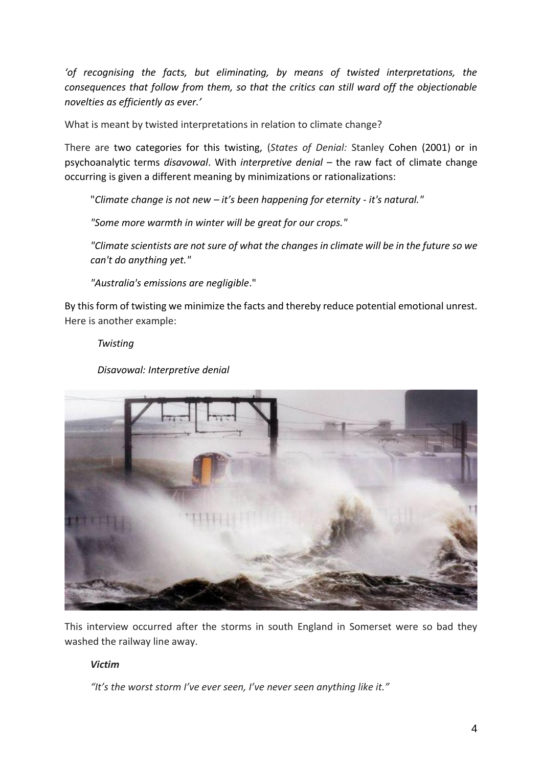*'of recognising the facts, but eliminating, by means of twisted interpretations, the consequences that follow from them, so that the critics can still ward off the objectionable novelties as efficiently as ever.'*

What is meant by twisted interpretations in relation to climate change?

There are two categories for this twisting, (*States of Denial:* Stanley Cohen (2001) or in psychoanalytic terms *disavowal*. With *interpretive denial* – the raw fact of climate change occurring is given a different meaning by minimizations or rationalizations:

> "*Climate change is not new – it's been happening for eternity - it's natural."*
>
> *"Some more warmth in winter will be great for our crops."*
>
> *"Climate scientists are not sure of what the changes in climate will be in the future so we can't do anything yet."*
>
> *"Australia's emissions are negligible*."

By this form of twisting we minimize the facts and thereby reduce potential emotional unrest. Here is another example:

*Twisting*

*Disavowal: Interpretive denial*

This interview occurred after the storms in south England in Somerset were so bad they washed the railway line away.

***Victim***

*"It's the worst storm I've ever seen, I've never seen anything like it."*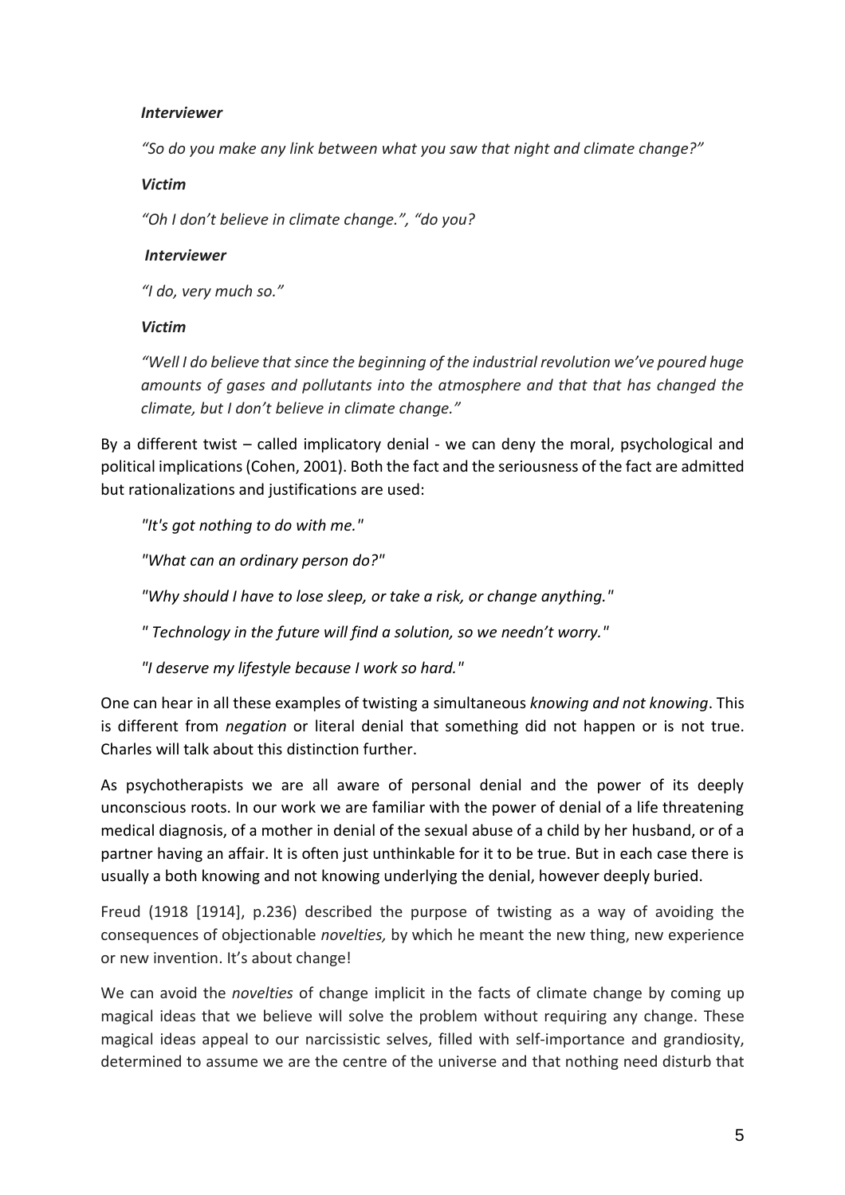*Interviewer*

*“So do you make any link between what you saw that night and climate change?”*

*Victim*

*“Oh I don’t believe in climate change.”, “do you?*

*Interviewer*

*“I do, very much so.”*

*Victim*

*“Well I do believe that since the beginning of the industrial revolution we’ve poured huge amounts of gases and pollutants into the atmosphere and that that has changed the climate, but I don’t believe in climate change.”*

By a different twist – called implicatory denial - we can deny the moral, psychological and political implications (Cohen, 2001). Both the fact and the seriousness of the fact are admitted but rationalizations and justifications are used:

*"It's got nothing to do with me."*

*"What can an ordinary person do?"*

*"Why should I have to lose sleep, or take a risk, or change anything."*

*" Technology in the future will find a solution, so we needn’t worry."*

*"I deserve my lifestyle because I work so hard."*

One can hear in all these examples of twisting a simultaneous *knowing and not knowing*. This is different from *negation* or literal denial that something did not happen or is not true. Charles will talk about this distinction further.

As psychotherapists we are all aware of personal denial and the power of its deeply unconscious roots. In our work we are familiar with the power of denial of a life threatening medical diagnosis, of a mother in denial of the sexual abuse of a child by her husband, or of a partner having an affair. It is often just unthinkable for it to be true. But in each case there is usually a both knowing and not knowing underlying the denial, however deeply buried.

Freud (1918 [1914], p.236) described the purpose of twisting as a way of avoiding the consequences of objectionable *novelties,* by which he meant the new thing, new experience or new invention. It’s about change!

We can avoid the *novelties* of change implicit in the facts of climate change by coming up magical ideas that we believe will solve the problem without requiring any change. These magical ideas appeal to our narcissistic selves, filled with self-importance and grandiosity, determined to assume we are the centre of the universe and that nothing need disturb that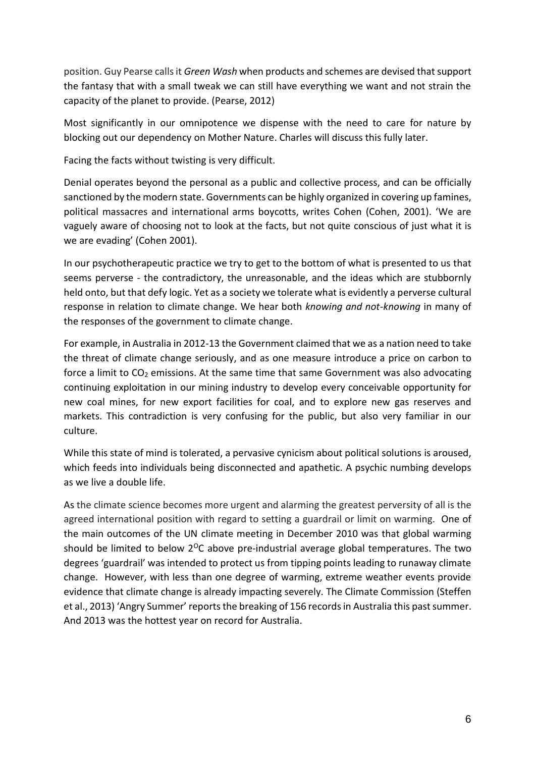position. Guy Pearse calls it *Green Wash* when products and schemes are devised that support the fantasy that with a small tweak we can still have everything we want and not strain the capacity of the planet to provide. (Pearse, 2012)

Most significantly in our omnipotence we dispense with the need to care for nature by blocking out our dependency on Mother Nature. Charles will discuss this fully later.

Facing the facts without twisting is very difficult.

Denial operates beyond the personal as a public and collective process, and can be officially sanctioned by the modern state. Governments can be highly organized in covering up famines, political massacres and international arms boycotts, writes Cohen (Cohen, 2001). 'We are vaguely aware of choosing not to look at the facts, but not quite conscious of just what it is we are evading' (Cohen 2001).

In our psychotherapeutic practice we try to get to the bottom of what is presented to us that seems perverse - the contradictory, the unreasonable, and the ideas which are stubbornly held onto, but that defy logic. Yet as a society we tolerate what is evidently a perverse cultural response in relation to climate change. We hear both *knowing and not-knowing* in many of the responses of the government to climate change.

For example, in Australia in 2012-13 the Government claimed that we as a nation need to take the threat of climate change seriously, and as one measure introduce a price on carbon to force a limit to $CO_2$ emissions. At the same time that same Government was also advocating continuing exploitation in our mining industry to develop every conceivable opportunity for new coal mines, for new export facilities for coal, and to explore new gas reserves and markets. This contradiction is very confusing for the public, but also very familiar in our culture.

While this state of mind is tolerated, a pervasive cynicism about political solutions is aroused, which feeds into individuals being disconnected and apathetic. A psychic numbing develops as we live a double life.

As the climate science becomes more urgent and alarming the greatest perversity of all is the agreed international position with regard to setting a guardrail or limit on warming. One of the main outcomes of the UN climate meeting in December 2010 was that global warming should be limited to below $2^{O}C$ above pre-industrial average global temperatures. The two degrees 'guardrail' was intended to protect us from tipping points leading to runaway climate change. However, with less than one degree of warming, extreme weather events provide evidence that climate change is already impacting severely. The Climate Commission (Steffen et al., 2013) 'Angry Summer' reports the breaking of 156 records in Australia this past summer. And 2013 was the hottest year on record for Australia.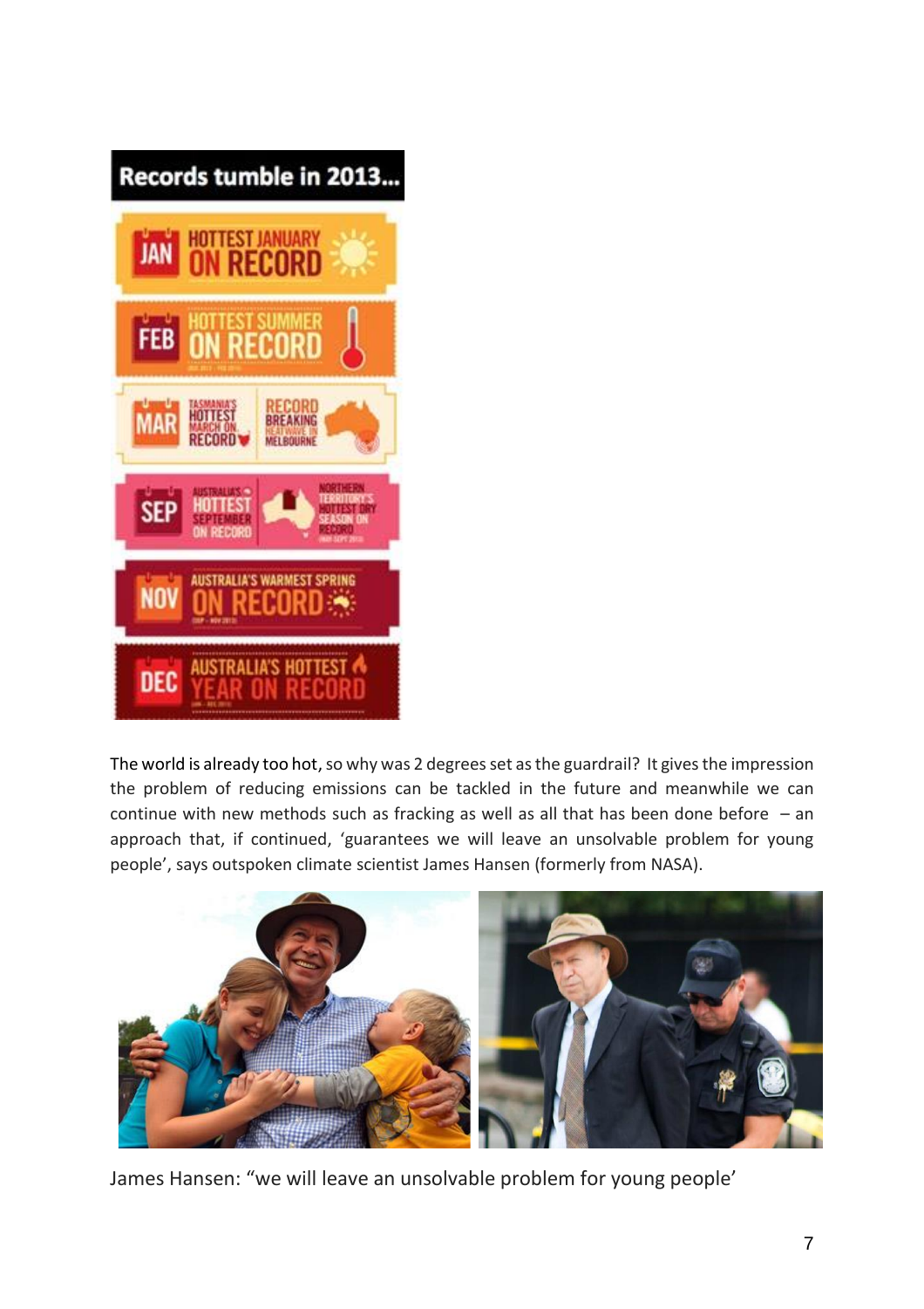Records tumble in 2013...

- JAN — HOTTEST JANUARY ON RECORD
- FEB — HOTTEST SUMMER ON RECORD
- MAR — TASMANIA'S HOTTEST MARCH ON RECORD; RECORD BREAKING HEATWAVE IN MELBOURNE
- SEP — AUSTRALIA'S HOTTEST SEPTEMBER ON RECORD; NORTHERN TERRITORY'S HOTTEST DRY SEASON ON RECORD
- NOV — AUSTRALIA'S WARMEST SPRING ON RECORD
- DEC — AUSTRALIA'S HOTTEST YEAR ON RECORD

The world is already too hot, so why was 2 degrees set as the guardrail? It gives the impression the problem of reducing emissions can be tackled in the future and meanwhile we can continue with new methods such as fracking as well as all that has been done before – an approach that, if continued, 'guarantees we will leave an unsolvable problem for young people', says outspoken climate scientist James Hansen (formerly from NASA).

James Hansen: "we will leave an unsolvable problem for young people'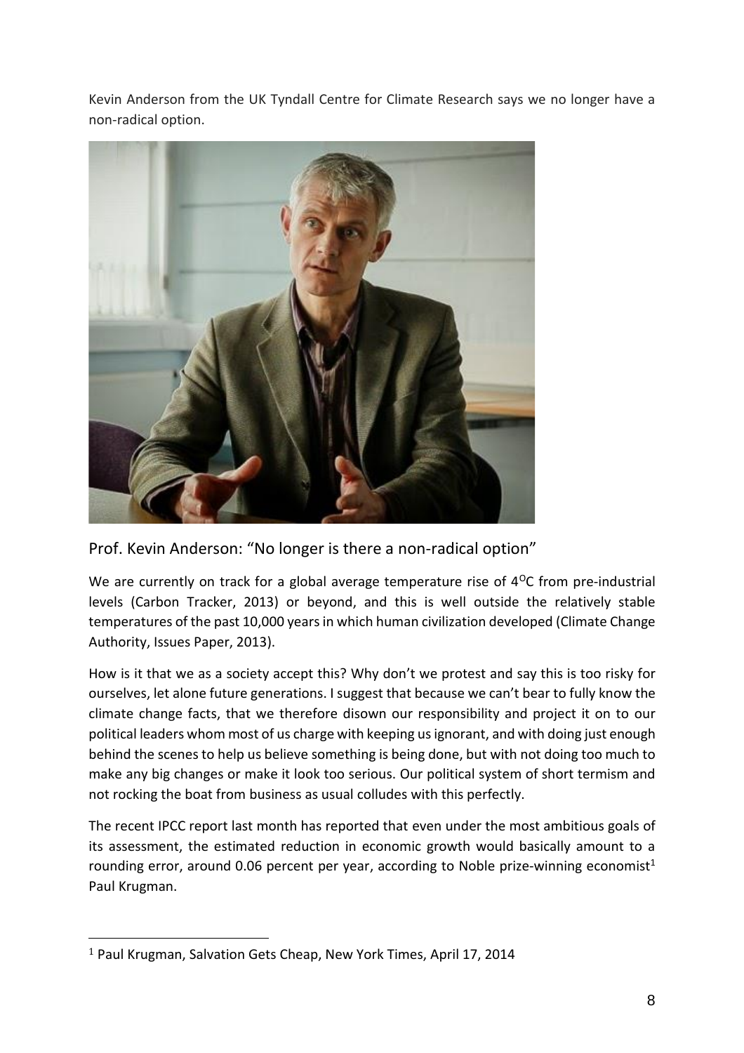Kevin Anderson from the UK Tyndall Centre for Climate Research says we no longer have a non-radical option.

## Prof. Kevin Anderson: "No longer is there a non-radical option"

We are currently on track for a global average temperature rise of $4^{O}$C from pre-industrial levels (Carbon Tracker, 2013) or beyond, and this is well outside the relatively stable temperatures of the past 10,000 years in which human civilization developed (Climate Change Authority, Issues Paper, 2013).

How is it that we as a society accept this? Why don't we protest and say this is too risky for ourselves, let alone future generations. I suggest that because we can't bear to fully know the climate change facts, that we therefore disown our responsibility and project it on to our political leaders whom most of us charge with keeping us ignorant, and with doing just enough behind the scenes to help us believe something is being done, but with not doing too much to make any big changes or make it look too serious. Our political system of short termism and not rocking the boat from business as usual colludes with this perfectly.

The recent IPCC report last month has reported that even under the most ambitious goals of its assessment, the estimated reduction in economic growth would basically amount to a rounding error, around 0.06 percent per year, according to Noble prize-winning economist[1] Paul Krugman.

---

[1] Paul Krugman, Salvation Gets Cheap, New York Times, April 17, 2014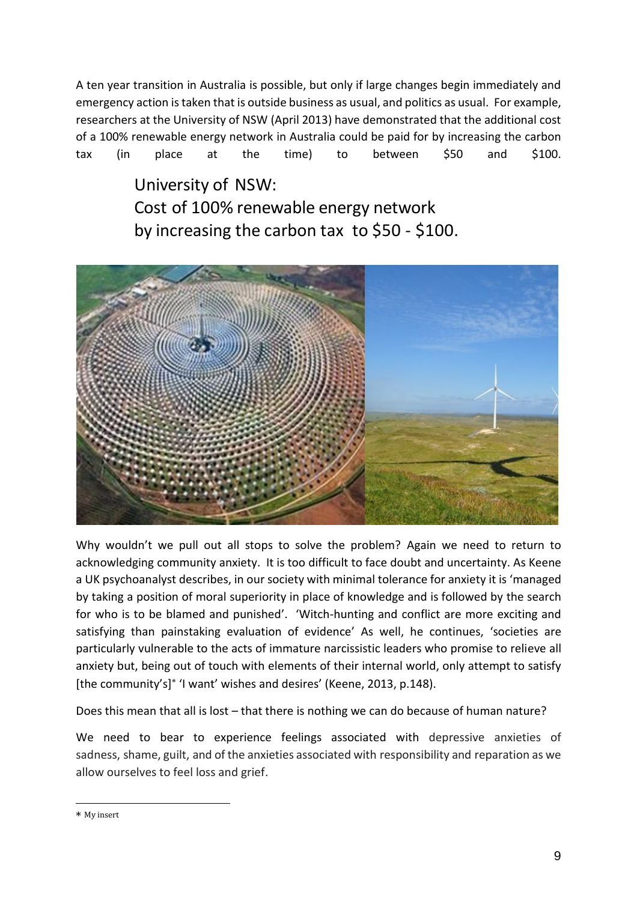A ten year transition in Australia is possible, but only if large changes begin immediately and emergency action is taken that is outside business as usual, and politics as usual. For example, researchers at the University of NSW (April 2013) have demonstrated that the additional cost of a 100% renewable energy network in Australia could be paid for by increasing the carbon tax (in place at the time) to between $50 and $100.

> University of NSW:
> Cost of 100% renewable energy network
> by increasing the carbon tax to $50 - $100.

Why wouldn't we pull out all stops to solve the problem? Again we need to return to acknowledging community anxiety. It is too difficult to face doubt and uncertainty. As Keene a UK psychoanalyst describes, in our society with minimal tolerance for anxiety it is 'managed by taking a position of moral superiority in place of knowledge and is followed by the search for who is to be blamed and punished'. 'Witch-hunting and conflict are more exciting and satisfying than painstaking evaluation of evidence' As well, he continues, 'societies are particularly vulnerable to the acts of immature narcissistic leaders who promise to relieve all anxiety but, being out of touch with elements of their internal world, only attempt to satisfy [the community's]* 'I want' wishes and desires' (Keene, 2013, p.148).

Does this mean that all is lost – that there is nothing we can do because of human nature?

We need to bear to experience feelings associated with depressive anxieties of sadness, shame, guilt, and of the anxieties associated with responsibility and reparation as we allow ourselves to feel loss and grief.

---

* My insert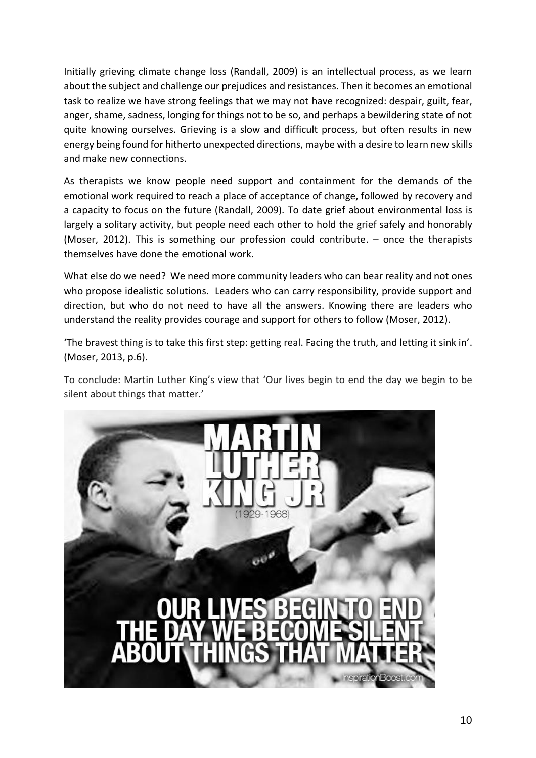Initially grieving climate change loss (Randall, 2009) is an intellectual process, as we learn about the subject and challenge our prejudices and resistances. Then it becomes an emotional task to realize we have strong feelings that we may not have recognized: despair, guilt, fear, anger, shame, sadness, longing for things not to be so, and perhaps a bewildering state of not quite knowing ourselves. Grieving is a slow and difficult process, but often results in new energy being found for hitherto unexpected directions, maybe with a desire to learn new skills and make new connections.

As therapists we know people need support and containment for the demands of the emotional work required to reach a place of acceptance of change, followed by recovery and a capacity to focus on the future (Randall, 2009). To date grief about environmental loss is largely a solitary activity, but people need each other to hold the grief safely and honorably (Moser, 2012). This is something our profession could contribute. – once the therapists themselves have done the emotional work.

What else do we need? We need more community leaders who can bear reality and not ones who propose idealistic solutions. Leaders who can carry responsibility, provide support and direction, but who do not need to have all the answers. Knowing there are leaders who understand the reality provides courage and support for others to follow (Moser, 2012).

'The bravest thing is to take this first step: getting real. Facing the truth, and letting it sink in'. (Moser, 2013, p.6).

To conclude: Martin Luther King's view that 'Our lives begin to end the day we begin to be silent about things that matter.'

MARTIN LUTHER KING JR (1929-1968)

OUR LIVES BEGIN TO END THE DAY WE BECOME SILENT ABOUT THINGS THAT MATTER

InspirationBoost.com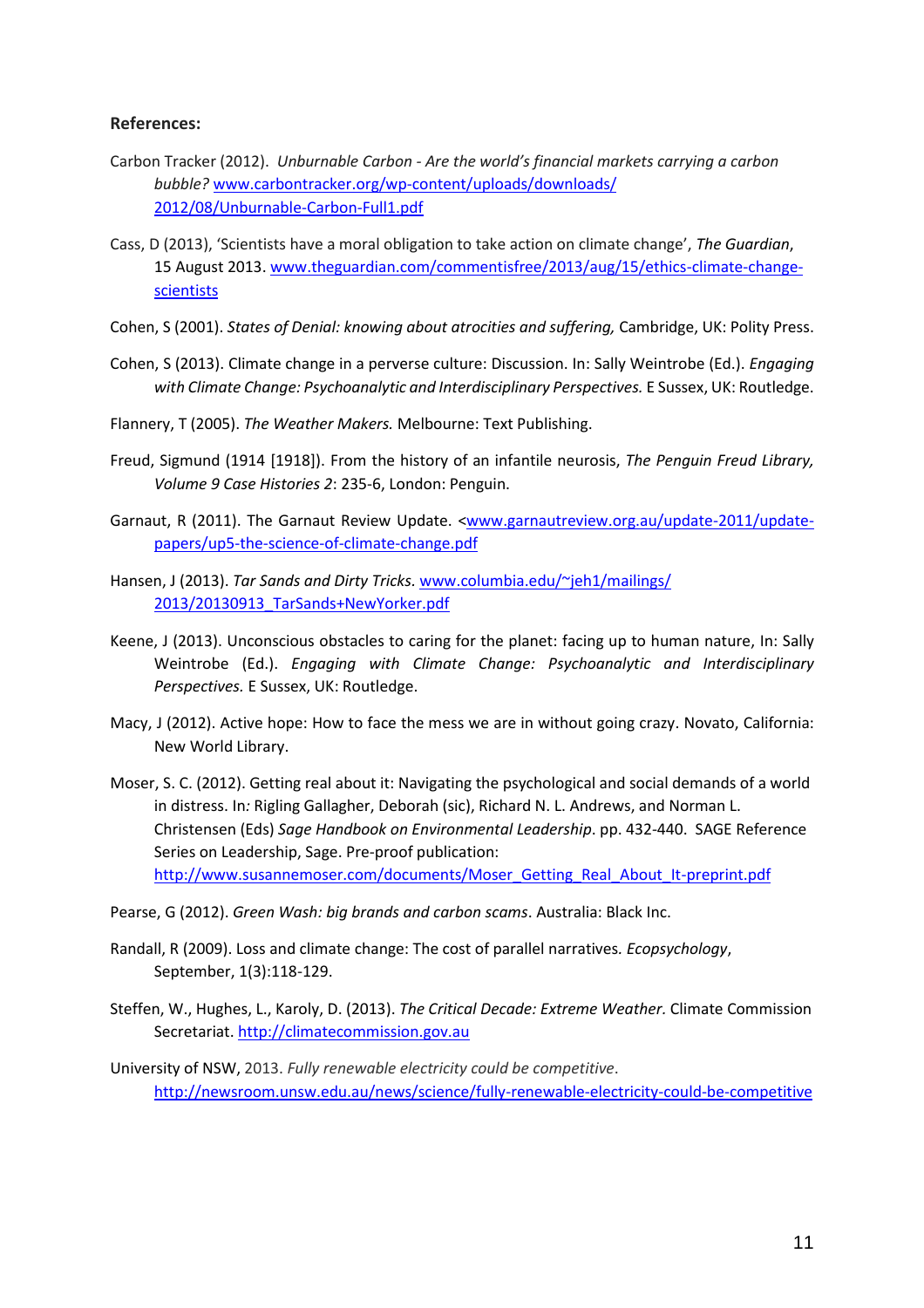**References:**

Carbon Tracker (2012). *Unburnable Carbon - Are the world's financial markets carrying a carbon bubble?* www.carbontracker.org/wp-content/uploads/downloads/2012/08/Unburnable-Carbon-Full1.pdf

Cass, D (2013), 'Scientists have a moral obligation to take action on climate change', *The Guardian*, 15 August 2013. www.theguardian.com/commentisfree/2013/aug/15/ethics-climate-change-scientists

Cohen, S (2001). *States of Denial: knowing about atrocities and suffering,* Cambridge, UK: Polity Press.

Cohen, S (2013). Climate change in a perverse culture: Discussion. In: Sally Weintrobe (Ed.). *Engaging with Climate Change: Psychoanalytic and Interdisciplinary Perspectives.* E Sussex, UK: Routledge.

Flannery, T (2005). *The Weather Makers.* Melbourne: Text Publishing.

Freud, Sigmund (1914 [1918]). From the history of an infantile neurosis, *The Penguin Freud Library, Volume 9 Case Histories 2*: 235-6, London: Penguin.

Garnaut, R (2011). The Garnaut Review Update. <www.garnautreview.org.au/update-2011/update-papers/up5-the-science-of-climate-change.pdf

Hansen, J (2013). *Tar Sands and Dirty Tricks.* www.columbia.edu/~jeh1/mailings/2013/20130913_TarSands+NewYorker.pdf

Keene, J (2013). Unconscious obstacles to caring for the planet: facing up to human nature, In: Sally Weintrobe (Ed.). *Engaging with Climate Change: Psychoanalytic and Interdisciplinary Perspectives.* E Sussex, UK: Routledge.

Macy, J (2012). Active hope: How to face the mess we are in without going crazy. Novato, California: New World Library.

Moser, S. C. (2012). Getting real about it: Navigating the psychological and social demands of a world in distress. In*:* Rigling Gallagher, Deborah (sic), Richard N. L. Andrews, and Norman L. Christensen (Eds) *Sage Handbook on Environmental Leadership*. pp. 432-440. SAGE Reference Series on Leadership, Sage. Pre-proof publication: http://www.susannemoser.com/documents/Moser_Getting_Real_About_It-preprint.pdf

Pearse, G (2012). *Green Wash: big brands and carbon scams*. Australia: Black Inc.

Randall, R (2009). Loss and climate change: The cost of parallel narratives. *Ecopsychology*, September, 1(3):118-129.

Steffen, W., Hughes, L., Karoly, D. (2013). *The Critical Decade: Extreme Weather.* Climate Commission Secretariat. http://climatecommission.gov.au

University of NSW, 2013. *Fully renewable electricity could be competitive*. http://newsroom.unsw.edu.au/news/science/fully-renewable-electricity-could-be-competitive